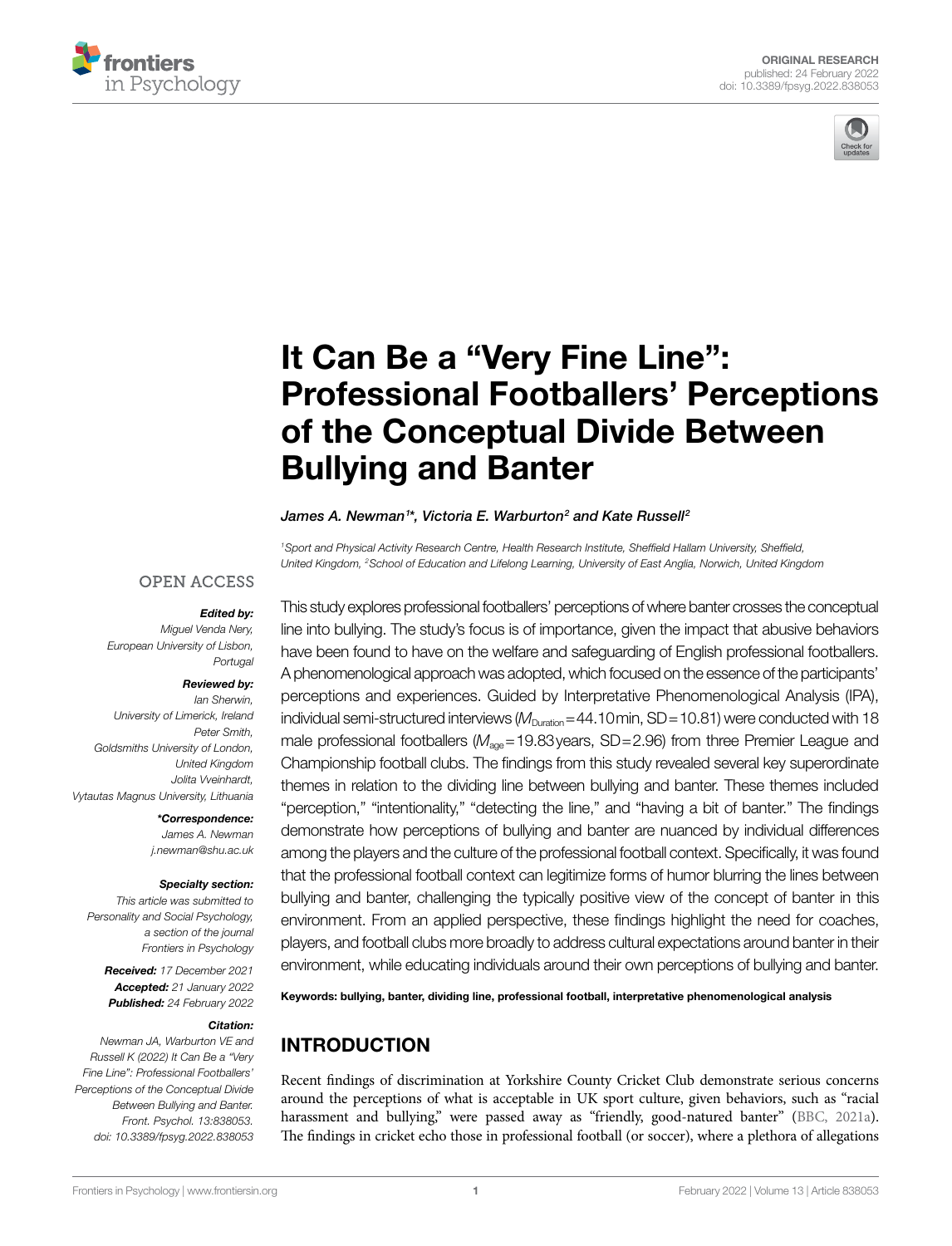ORIGINAL RESEARCH
published: 24 February 2022
doi: 10.3389/fpsyg.2022.838053

# It Can Be a "Very Fine Line": Professional Footballers' Perceptions of the Conceptual Divide Between Bullying and Banter

*James A. Newman[1]\*, Victoria E. Warburton[2] and Kate Russell[2]*

[1]Sport and Physical Activity Research Centre, Health Research Institute, Sheffield Hallam University, Sheffield, United Kingdom, [2]School of Education and Lifelong Learning, University of East Anglia, Norwich, United Kingdom

OPEN ACCESS

**Edited by:**
*Miguel Venda Nery, European University of Lisbon, Portugal*

**Reviewed by:**
*Ian Sherwin, University of Limerick, Ireland*
*Peter Smith, Goldsmiths University of London, United Kingdom*
*Jolita Vveinhardt, Vytautas Magnus University, Lithuania*

**\*Correspondence:**
*James A. Newman*
*j.newman@shu.ac.uk*

**Specialty section:**
*This article was submitted to Personality and Social Psychology, a section of the journal Frontiers in Psychology*

**Received:** *17 December 2021*
**Accepted:** *21 January 2022*
**Published:** *24 February 2022*

**Citation:**
*Newman JA, Warburton VE and Russell K (2022) It Can Be a "Very Fine Line": Professional Footballers' Perceptions of the Conceptual Divide Between Bullying and Banter. Front. Psychol. 13:838053. doi: 10.3389/fpsyg.2022.838053*

This study explores professional footballers' perceptions of where banter crosses the conceptual line into bullying. The study's focus is of importance, given the impact that abusive behaviors have been found to have on the welfare and safeguarding of English professional footballers. A phenomenological approach was adopted, which focused on the essence of the participants' perceptions and experiences. Guided by Interpretative Phenomenological Analysis (IPA), individual semi-structured interviews ($M_{Duration}$ = 44.10 min, SD = 10.81) were conducted with 18 male professional footballers ($M_{age}$ = 19.83 years, SD = 2.96) from three Premier League and Championship football clubs. The findings from this study revealed several key superordinate themes in relation to the dividing line between bullying and banter. These themes included "perception," "intentionality," "detecting the line," and "having a bit of banter." The findings demonstrate how perceptions of bullying and banter are nuanced by individual differences among the players and the culture of the professional football context. Specifically, it was found that the professional football context can legitimize forms of humor blurring the lines between bullying and banter, challenging the typically positive view of the concept of banter in this environment. From an applied perspective, these findings highlight the need for coaches, players, and football clubs more broadly to address cultural expectations around banter in their environment, while educating individuals around their own perceptions of bullying and banter.

**Keywords:** bullying, banter, dividing line, professional football, interpretative phenomenological analysis

## INTRODUCTION

Recent findings of discrimination at Yorkshire County Cricket Club demonstrate serious concerns around the perceptions of what is acceptable in UK sport culture, given behaviors, such as "racial harassment and bullying," were passed away as "friendly, good-natured banter" (BBC, 2021a). The findings in cricket echo those in professional football (or soccer), where a plethora of allegations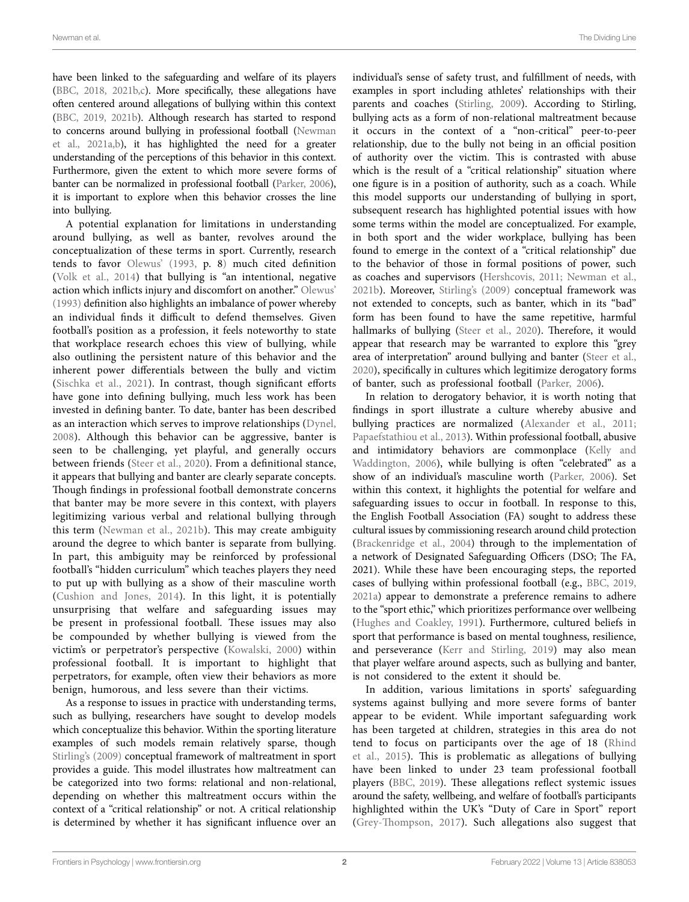have been linked to the safeguarding and welfare of its players (BBC, 2018, 2021b,c). More specifically, these allegations have often centered around allegations of bullying within this context (BBC, 2019, 2021b). Although research has started to respond to concerns around bullying in professional football (Newman et al., 2021a,b), it has highlighted the need for a greater understanding of the perceptions of this behavior in this context. Furthermore, given the extent to which more severe forms of banter can be normalized in professional football (Parker, 2006), it is important to explore when this behavior crosses the line into bullying.

A potential explanation for limitations in understanding around bullying, as well as banter, revolves around the conceptualization of these terms in sport. Currently, research tends to favor Olewus' (1993, p. 8) much cited definition (Volk et al., 2014) that bullying is "an intentional, negative action which inflicts injury and discomfort on another." Olewus' (1993) definition also highlights an imbalance of power whereby an individual finds it difficult to defend themselves. Given football's position as a profession, it feels noteworthy to state that workplace research echoes this view of bullying, while also outlining the persistent nature of this behavior and the inherent power differentials between the bully and victim (Sischka et al., 2021). In contrast, though significant efforts have gone into defining bullying, much less work has been invested in defining banter. To date, banter has been described as an interaction which serves to improve relationships (Dynel, 2008). Although this behavior can be aggressive, banter is seen to be challenging, yet playful, and generally occurs between friends (Steer et al., 2020). From a definitional stance, it appears that bullying and banter are clearly separate concepts. Though findings in professional football demonstrate concerns that banter may be more severe in this context, with players legitimizing various verbal and relational bullying through this term (Newman et al., 2021b). This may create ambiguity around the degree to which banter is separate from bullying. In part, this ambiguity may be reinforced by professional football's "hidden curriculum" which teaches players they need to put up with bullying as a show of their masculine worth (Cushion and Jones, 2014). In this light, it is potentially unsurprising that welfare and safeguarding issues may be present in professional football. These issues may also be compounded by whether bullying is viewed from the victim's or perpetrator's perspective (Kowalski, 2000) within professional football. It is important to highlight that perpetrators, for example, often view their behaviors as more benign, humorous, and less severe than their victims.

As a response to issues in practice with understanding terms, such as bullying, researchers have sought to develop models which conceptualize this behavior. Within the sporting literature examples of such models remain relatively sparse, though Stirling's (2009) conceptual framework of maltreatment in sport provides a guide. This model illustrates how maltreatment can be categorized into two forms: relational and non-relational, depending on whether this maltreatment occurs within the context of a "critical relationship" or not. A critical relationship is determined by whether it has significant influence over an individual's sense of safety trust, and fulfillment of needs, with examples in sport including athletes' relationships with their parents and coaches (Stirling, 2009). According to Stirling, bullying acts as a form of non-relational maltreatment because it occurs in the context of a "non-critical" peer-to-peer relationship, due to the bully not being in an official position of authority over the victim. This is contrasted with abuse which is the result of a "critical relationship" situation where one figure is in a position of authority, such as a coach. While this model supports our understanding of bullying in sport, subsequent research has highlighted potential issues with how some terms within the model are conceptualized. For example, in both sport and the wider workplace, bullying has been found to emerge in the context of a "critical relationship" due to the behavior of those in formal positions of power, such as coaches and supervisors (Hershcovis, 2011; Newman et al., 2021b). Moreover, Stirling's (2009) conceptual framework was not extended to concepts, such as banter, which in its "bad" form has been found to have the same repetitive, harmful hallmarks of bullying (Steer et al., 2020). Therefore, it would appear that research may be warranted to explore this "grey area of interpretation" around bullying and banter (Steer et al., 2020), specifically in cultures which legitimize derogatory forms of banter, such as professional football (Parker, 2006).

In relation to derogatory behavior, it is worth noting that findings in sport illustrate a culture whereby abusive and bullying practices are normalized (Alexander et al., 2011; Papaefstathiou et al., 2013). Within professional football, abusive and intimidatory behaviors are commonplace (Kelly and Waddington, 2006), while bullying is often "celebrated" as a show of an individual's masculine worth (Parker, 2006). Set within this context, it highlights the potential for welfare and safeguarding issues to occur in football. In response to this, the English Football Association (FA) sought to address these cultural issues by commissioning research around child protection (Brackenridge et al., 2004) through to the implementation of a network of Designated Safeguarding Officers (DSO; The FA, 2021). While these have been encouraging steps, the reported cases of bullying within professional football (e.g., BBC, 2019, 2021a) appear to demonstrate a preference remains to adhere to the "sport ethic," which prioritizes performance over wellbeing (Hughes and Coakley, 1991). Furthermore, cultured beliefs in sport that performance is based on mental toughness, resilience, and perseverance (Kerr and Stirling, 2019) may also mean that player welfare around aspects, such as bullying and banter, is not considered to the extent it should be.

In addition, various limitations in sports' safeguarding systems against bullying and more severe forms of banter appear to be evident. While important safeguarding work has been targeted at children, strategies in this area do not tend to focus on participants over the age of 18 (Rhind et al., 2015). This is problematic as allegations of bullying have been linked to under 23 team professional football players (BBC, 2019). These allegations reflect systemic issues around the safety, wellbeing, and welfare of football's participants highlighted within the UK's "Duty of Care in Sport" report (Grey-Thompson, 2017). Such allegations also suggest that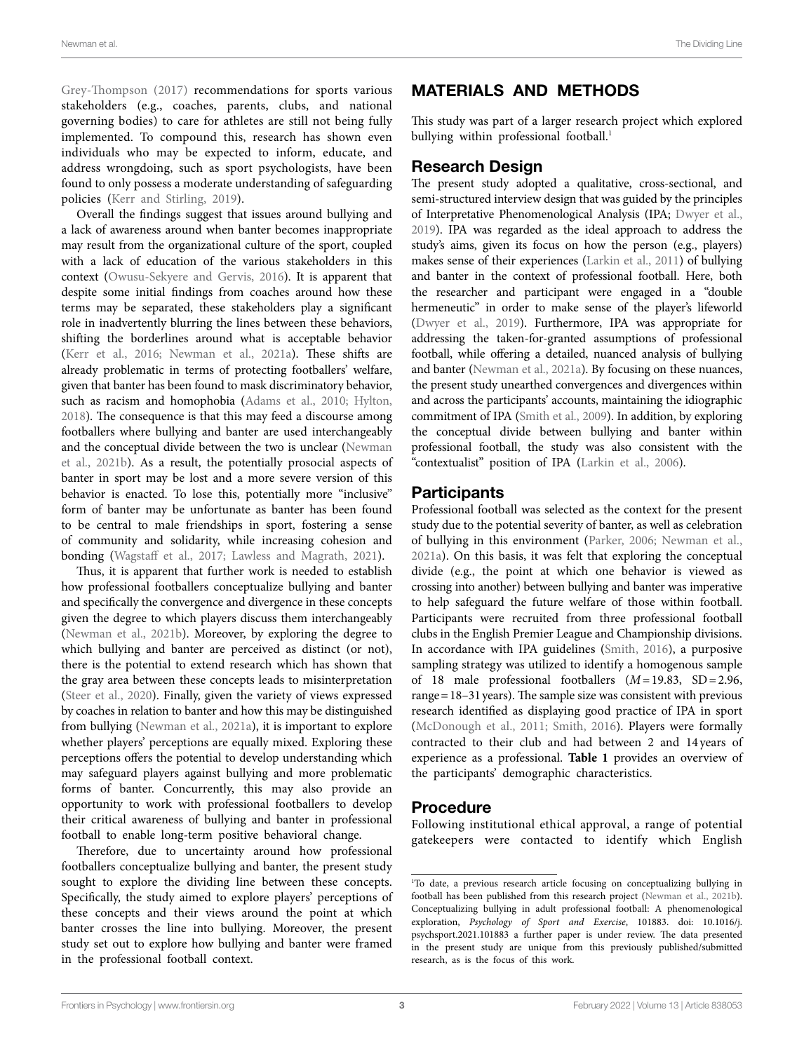Grey-Thompson (2017) recommendations for sports various stakeholders (e.g., coaches, parents, clubs, and national governing bodies) to care for athletes are still not being fully implemented. To compound this, research has shown even individuals who may be expected to inform, educate, and address wrongdoing, such as sport psychologists, have been found to only possess a moderate understanding of safeguarding policies (Kerr and Stirling, 2019).

Overall the findings suggest that issues around bullying and a lack of awareness around when banter becomes inappropriate may result from the organizational culture of the sport, coupled with a lack of education of the various stakeholders in this context (Owusu-Sekyere and Gervis, 2016). It is apparent that despite some initial findings from coaches around how these terms may be separated, these stakeholders play a significant role in inadvertently blurring the lines between these behaviors, shifting the borderlines around what is acceptable behavior (Kerr et al., 2016; Newman et al., 2021a). These shifts are already problematic in terms of protecting footballers' welfare, given that banter has been found to mask discriminatory behavior, such as racism and homophobia (Adams et al., 2010; Hylton, 2018). The consequence is that this may feed a discourse among footballers where bullying and banter are used interchangeably and the conceptual divide between the two is unclear (Newman et al., 2021b). As a result, the potentially prosocial aspects of banter in sport may be lost and a more severe version of this behavior is enacted. To lose this, potentially more "inclusive" form of banter may be unfortunate as banter has been found to be central to male friendships in sport, fostering a sense of community and solidarity, while increasing cohesion and bonding (Wagstaff et al., 2017; Lawless and Magrath, 2021).

Thus, it is apparent that further work is needed to establish how professional footballers conceptualize bullying and banter and specifically the convergence and divergence in these concepts given the degree to which players discuss them interchangeably (Newman et al., 2021b). Moreover, by exploring the degree to which bullying and banter are perceived as distinct (or not), there is the potential to extend research which has shown that the gray area between these concepts leads to misinterpretation (Steer et al., 2020). Finally, given the variety of views expressed by coaches in relation to banter and how this may be distinguished from bullying (Newman et al., 2021a), it is important to explore whether players' perceptions are equally mixed. Exploring these perceptions offers the potential to develop understanding which may safeguard players against bullying and more problematic forms of banter. Concurrently, this may also provide an opportunity to work with professional footballers to develop their critical awareness of bullying and banter in professional football to enable long-term positive behavioral change.

Therefore, due to uncertainty around how professional footballers conceptualize bullying and banter, the present study sought to explore the dividing line between these concepts. Specifically, the study aimed to explore players' perceptions of these concepts and their views around the point at which banter crosses the line into bullying. Moreover, the present study set out to explore how bullying and banter were framed in the professional football context.

# MATERIALS AND METHODS

This study was part of a larger research project which explored bullying within professional football.[1]

## Research Design

The present study adopted a qualitative, cross-sectional, and semi-structured interview design that was guided by the principles of Interpretative Phenomenological Analysis (IPA; Dwyer et al., 2019). IPA was regarded as the ideal approach to address the study's aims, given its focus on how the person (e.g., players) makes sense of their experiences (Larkin et al., 2011) of bullying and banter in the context of professional football. Here, both the researcher and participant were engaged in a "double hermeneutic" in order to make sense of the player's lifeworld (Dwyer et al., 2019). Furthermore, IPA was appropriate for addressing the taken-for-granted assumptions of professional football, while offering a detailed, nuanced analysis of bullying and banter (Newman et al., 2021a). By focusing on these nuances, the present study unearthed convergences and divergences within and across the participants' accounts, maintaining the idiographic commitment of IPA (Smith et al., 2009). In addition, by exploring the conceptual divide between bullying and banter within professional football, the study was also consistent with the "contextualist" position of IPA (Larkin et al., 2006).

## Participants

Professional football was selected as the context for the present study due to the potential severity of banter, as well as celebration of bullying in this environment (Parker, 2006; Newman et al., 2021a). On this basis, it was felt that exploring the conceptual divide (e.g., the point at which one behavior is viewed as crossing into another) between bullying and banter was imperative to help safeguard the future welfare of those within football. Participants were recruited from three professional football clubs in the English Premier League and Championship divisions. In accordance with IPA guidelines (Smith, 2016), a purposive sampling strategy was utilized to identify a homogenous sample of 18 male professional footballers ($M = 19.83$, $SD = 2.96$, range = 18–31 years). The sample size was consistent with previous research identified as displaying good practice of IPA in sport (McDonough et al., 2011; Smith, 2016). Players were formally contracted to their club and had between 2 and 14 years of experience as a professional. **Table 1** provides an overview of the participants' demographic characteristics.

## Procedure

Following institutional ethical approval, a range of potential gatekeepers were contacted to identify which English

[1]To date, a previous research article focusing on conceptualizing bullying in football has been published from this research project (Newman et al., 2021b). Conceptualizing bullying in adult professional football: A phenomenological exploration, *Psychology of Sport and Exercise*, 101883. doi: 10.1016/j.psychsport.2021.101883 a further paper is under review. The data presented in the present study are unique from this previously published/submitted research, as is the focus of this work.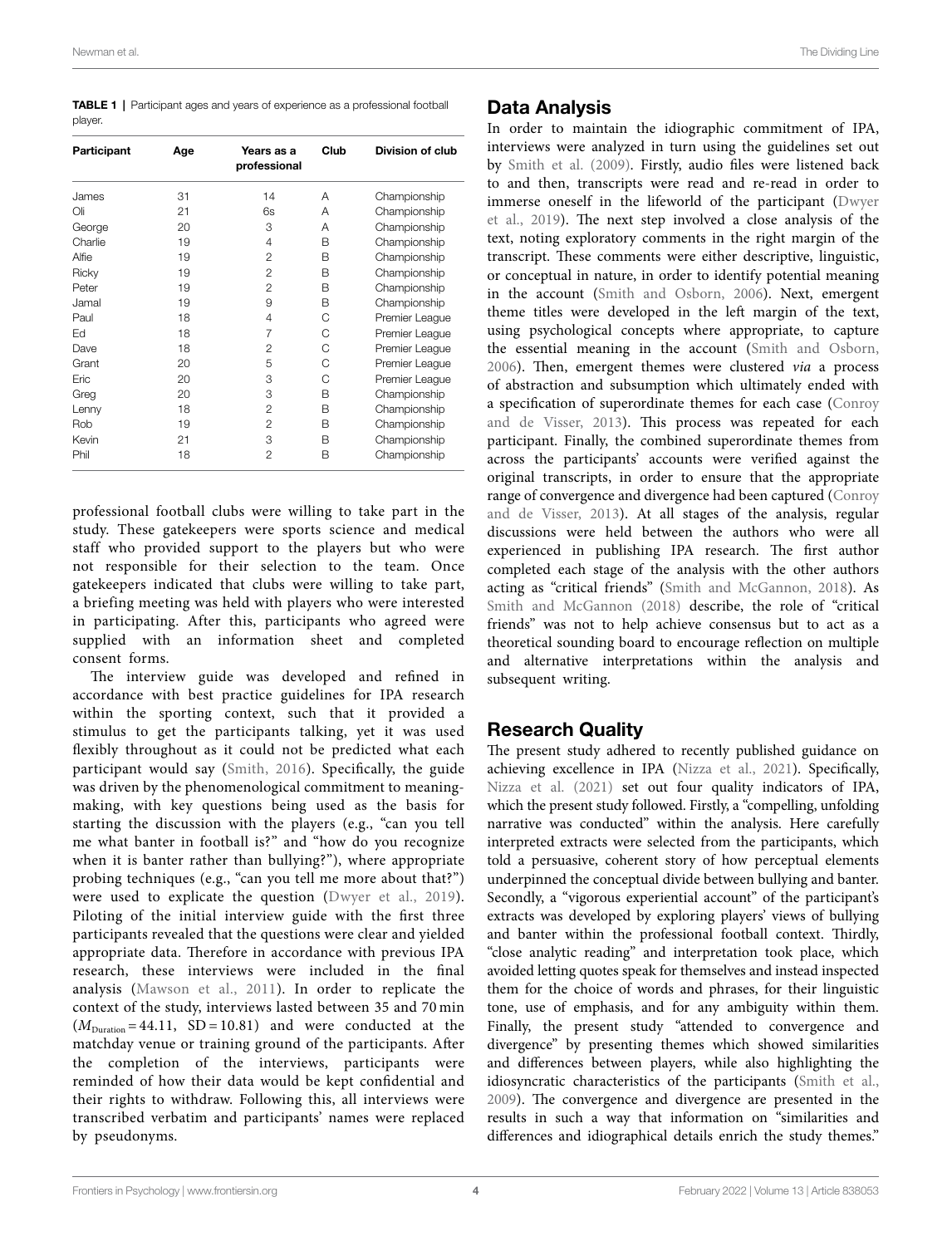**TABLE 1 |** Participant ages and years of experience as a professional football player.

| Participant | Age | Years as a professional | Club | Division of club |
|---|---|---|---|---|
| James | 31 | 14 | A | Championship |
| Oli | 21 | 6s | A | Championship |
| George | 20 | 3 | A | Championship |
| Charlie | 19 | 4 | B | Championship |
| Alfie | 19 | 2 | B | Championship |
| Ricky | 19 | 2 | B | Championship |
| Peter | 19 | 2 | B | Championship |
| Jamal | 19 | 9 | B | Championship |
| Paul | 18 | 4 | C | Premier League |
| Ed | 18 | 7 | C | Premier League |
| Dave | 18 | 2 | C | Premier League |
| Grant | 20 | 5 | C | Premier League |
| Eric | 20 | 3 | C | Premier League |
| Greg | 20 | 3 | B | Championship |
| Lenny | 18 | 2 | B | Championship |
| Rob | 19 | 2 | B | Championship |
| Kevin | 21 | 3 | B | Championship |
| Phil | 18 | 2 | B | Championship |

professional football clubs were willing to take part in the study. These gatekeepers were sports science and medical staff who provided support to the players but who were not responsible for their selection to the team. Once gatekeepers indicated that clubs were willing to take part, a briefing meeting was held with players who were interested in participating. After this, participants who agreed were supplied with an information sheet and completed consent forms.

The interview guide was developed and refined in accordance with best practice guidelines for IPA research within the sporting context, such that it provided a stimulus to get the participants talking, yet it was used flexibly throughout as it could not be predicted what each participant would say (Smith, 2016). Specifically, the guide was driven by the phenomenological commitment to meaning-making, with key questions being used as the basis for starting the discussion with the players (e.g., "can you tell me what banter in football is?" and "how do you recognize when it is banter rather than bullying?"), where appropriate probing techniques (e.g., "can you tell me more about that?") were used to explicate the question (Dwyer et al., 2019). Piloting of the initial interview guide with the first three participants revealed that the questions were clear and yielded appropriate data. Therefore in accordance with previous IPA research, these interviews were included in the final analysis (Mawson et al., 2011). In order to replicate the context of the study, interviews lasted between 35 and 70 min ($M_{\text{Duration}} = 44.11$, $SD = 10.81$) and were conducted at the matchday venue or training ground of the participants. After the completion of the interviews, participants were reminded of how their data would be kept confidential and their rights to withdraw. Following this, all interviews were transcribed verbatim and participants' names were replaced by pseudonyms.

## Data Analysis

In order to maintain the idiographic commitment of IPA, interviews were analyzed in turn using the guidelines set out by Smith et al. (2009). Firstly, audio files were listened back to and then, transcripts were read and re-read in order to immerse oneself in the lifeworld of the participant (Dwyer et al., 2019). The next step involved a close analysis of the text, noting exploratory comments in the right margin of the transcript. These comments were either descriptive, linguistic, or conceptual in nature, in order to identify potential meaning in the account (Smith and Osborn, 2006). Next, emergent theme titles were developed in the left margin of the text, using psychological concepts where appropriate, to capture the essential meaning in the account (Smith and Osborn, 2006). Then, emergent themes were clustered *via* a process of abstraction and subsumption which ultimately ended with a specification of superordinate themes for each case (Conroy and de Visser, 2013). This process was repeated for each participant. Finally, the combined superordinate themes from across the participants' accounts were verified against the original transcripts, in order to ensure that the appropriate range of convergence and divergence had been captured (Conroy and de Visser, 2013). At all stages of the analysis, regular discussions were held between the authors who were all experienced in publishing IPA research. The first author completed each stage of the analysis with the other authors acting as "critical friends" (Smith and McGannon, 2018). As Smith and McGannon (2018) describe, the role of "critical friends" was not to help achieve consensus but to act as a theoretical sounding board to encourage reflection on multiple and alternative interpretations within the analysis and subsequent writing.

## Research Quality

The present study adhered to recently published guidance on achieving excellence in IPA (Nizza et al., 2021). Specifically, Nizza et al. (2021) set out four quality indicators of IPA, which the present study followed. Firstly, a "compelling, unfolding narrative was conducted" within the analysis. Here carefully interpreted extracts were selected from the participants, which told a persuasive, coherent story of how perceptual elements underpinned the conceptual divide between bullying and banter. Secondly, a "vigorous experiential account" of the participant's extracts was developed by exploring players' views of bullying and banter within the professional football context. Thirdly, "close analytic reading" and interpretation took place, which avoided letting quotes speak for themselves and instead inspected them for the choice of words and phrases, for their linguistic tone, use of emphasis, and for any ambiguity within them. Finally, the present study "attended to convergence and divergence" by presenting themes which showed similarities and differences between players, while also highlighting the idiosyncratic characteristics of the participants (Smith et al., 2009). The convergence and divergence are presented in the results in such a way that information on "similarities and differences and idiographical details enrich the study themes."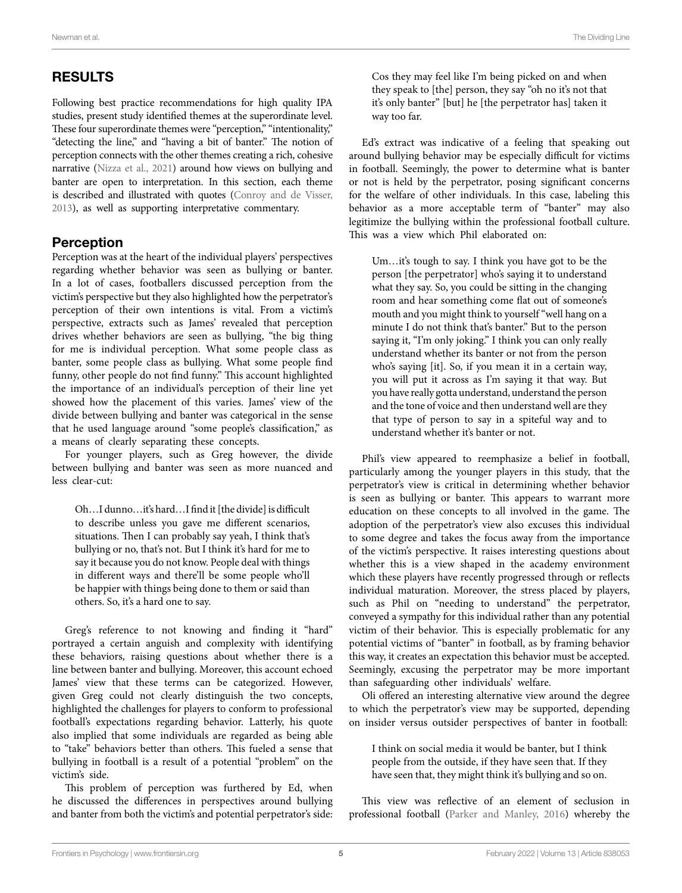## RESULTS

Following best practice recommendations for high quality IPA studies, present study identified themes at the superordinate level. These four superordinate themes were "perception," "intentionality," "detecting the line," and "having a bit of banter." The notion of perception connects with the other themes creating a rich, cohesive narrative (Nizza et al., 2021) around how views on bullying and banter are open to interpretation. In this section, each theme is described and illustrated with quotes (Conroy and de Visser, 2013), as well as supporting interpretative commentary.

### Perception

Perception was at the heart of the individual players' perspectives regarding whether behavior was seen as bullying or banter. In a lot of cases, footballers discussed perception from the victim's perspective but they also highlighted how the perpetrator's perception of their own intentions is vital. From a victim's perspective, extracts such as James' revealed that perception drives whether behaviors are seen as bullying, "the big thing for me is individual perception. What some people class as banter, some people class as bullying. What some people find funny, other people do not find funny." This account highlighted the importance of an individual's perception of their line yet showed how the placement of this varies. James' view of the divide between bullying and banter was categorical in the sense that he used language around "some people's classification," as a means of clearly separating these concepts.

For younger players, such as Greg however, the divide between bullying and banter was seen as more nuanced and less clear-cut:

> Oh…I dunno…it's hard…I find it [the divide] is difficult to describe unless you gave me different scenarios, situations. Then I can probably say yeah, I think that's bullying or no, that's not. But I think it's hard for me to say it because you do not know. People deal with things in different ways and there'll be some people who'll be happier with things being done to them or said than others. So, it's a hard one to say.

Greg's reference to not knowing and finding it "hard" portrayed a certain anguish and complexity with identifying these behaviors, raising questions about whether there is a line between banter and bullying. Moreover, this account echoed James' view that these terms can be categorized. However, given Greg could not clearly distinguish the two concepts, highlighted the challenges for players to conform to professional football's expectations regarding behavior. Latterly, his quote also implied that some individuals are regarded as being able to "take" behaviors better than others. This fueled a sense that bullying in football is a result of a potential "problem" on the victim's side.

This problem of perception was furthered by Ed, when he discussed the differences in perspectives around bullying and banter from both the victim's and potential perpetrator's side:

> Cos they may feel like I'm being picked on and when they speak to [the] person, they say "oh no it's not that it's only banter" [but] he [the perpetrator has] taken it way too far.

Ed's extract was indicative of a feeling that speaking out around bullying behavior may be especially difficult for victims in football. Seemingly, the power to determine what is banter or not is held by the perpetrator, posing significant concerns for the welfare of other individuals. In this case, labeling this behavior as a more acceptable term of "banter" may also legitimize the bullying within the professional football culture. This was a view which Phil elaborated on:

> Um…it's tough to say. I think you have got to be the person [the perpetrator] who's saying it to understand what they say. So, you could be sitting in the changing room and hear something come flat out of someone's mouth and you might think to yourself "well hang on a minute I do not think that's banter." But to the person saying it, "I'm only joking." I think you can only really understand whether its banter or not from the person who's saying [it]. So, if you mean it in a certain way, you will put it across as I'm saying it that way. But you have really gotta understand, understand the person and the tone of voice and then understand well are they that type of person to say in a spiteful way and to understand whether it's banter or not.

Phil's view appeared to reemphasize a belief in football, particularly among the younger players in this study, that the perpetrator's view is critical in determining whether behavior is seen as bullying or banter. This appears to warrant more education on these concepts to all involved in the game. The adoption of the perpetrator's view also excuses this individual to some degree and takes the focus away from the importance of the victim's perspective. It raises interesting questions about whether this is a view shaped in the academy environment which these players have recently progressed through or reflects individual maturation. Moreover, the stress placed by players, such as Phil on "needing to understand" the perpetrator, conveyed a sympathy for this individual rather than any potential victim of their behavior. This is especially problematic for any potential victims of "banter" in football, as by framing behavior this way, it creates an expectation this behavior must be accepted. Seemingly, excusing the perpetrator may be more important than safeguarding other individuals' welfare.

Oli offered an interesting alternative view around the degree to which the perpetrator's view may be supported, depending on insider versus outsider perspectives of banter in football:

> I think on social media it would be banter, but I think people from the outside, if they have seen that. If they have seen that, they might think it's bullying and so on.

This view was reflective of an element of seclusion in professional football (Parker and Manley, 2016) whereby the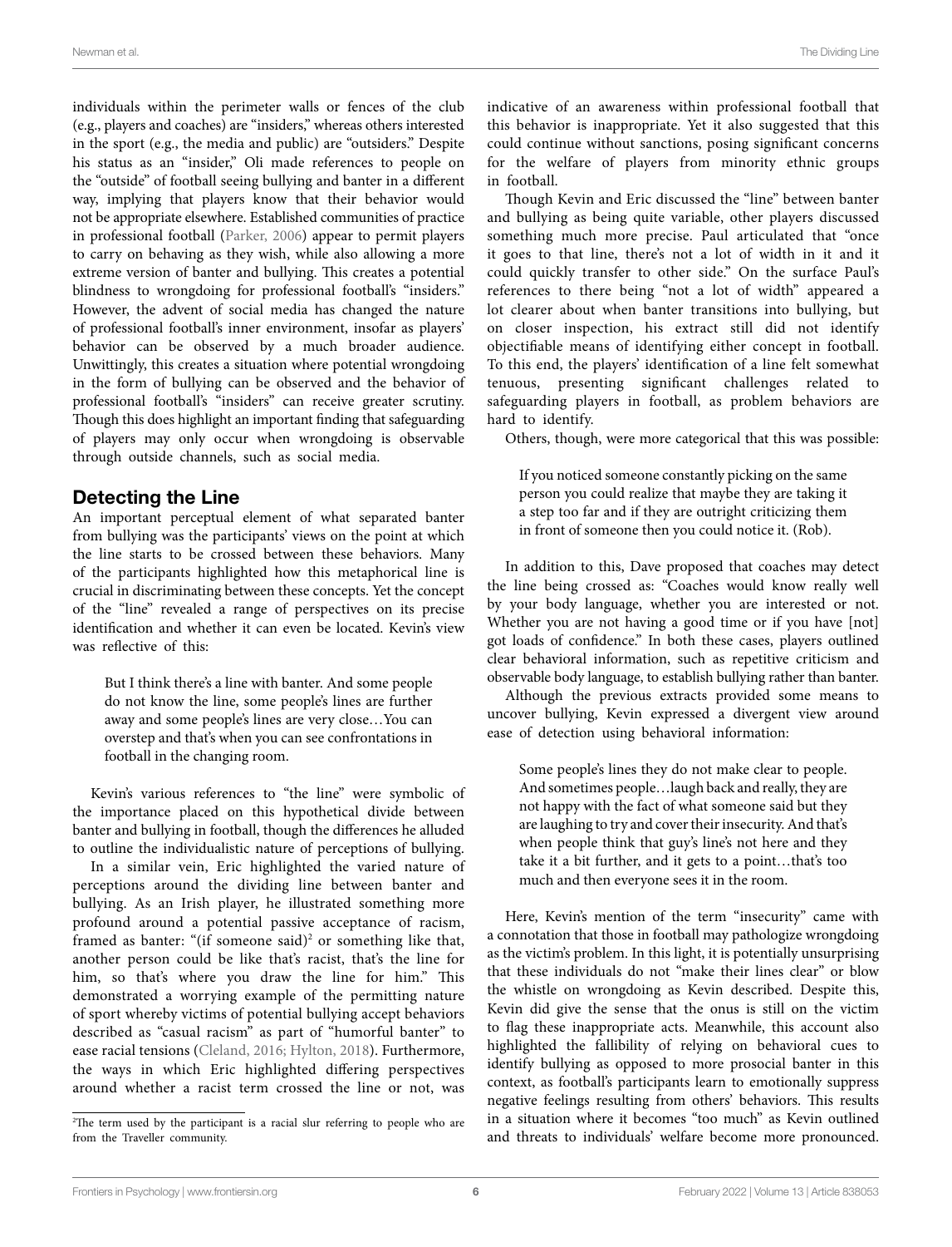individuals within the perimeter walls or fences of the club (e.g., players and coaches) are "insiders," whereas others interested in the sport (e.g., the media and public) are "outsiders." Despite his status as an "insider," Oli made references to people on the "outside" of football seeing bullying and banter in a different way, implying that players know that their behavior would not be appropriate elsewhere. Established communities of practice in professional football (Parker, 2006) appear to permit players to carry on behaving as they wish, while also allowing a more extreme version of banter and bullying. This creates a potential blindness to wrongdoing for professional football's "insiders." However, the advent of social media has changed the nature of professional football's inner environment, insofar as players' behavior can be observed by a much broader audience. Unwittingly, this creates a situation where potential wrongdoing in the form of bullying can be observed and the behavior of professional football's "insiders" can receive greater scrutiny. Though this does highlight an important finding that safeguarding of players may only occur when wrongdoing is observable through outside channels, such as social media.

## Detecting the Line

An important perceptual element of what separated banter from bullying was the participants' views on the point at which the line starts to be crossed between these behaviors. Many of the participants highlighted how this metaphorical line is crucial in discriminating between these concepts. Yet the concept of the "line" revealed a range of perspectives on its precise identification and whether it can even be located. Kevin's view was reflective of this:

> But I think there's a line with banter. And some people do not know the line, some people's lines are further away and some people's lines are very close…You can overstep and that's when you can see confrontations in football in the changing room.

Kevin's various references to "the line" were symbolic of the importance placed on this hypothetical divide between banter and bullying in football, though the differences he alluded to outline the individualistic nature of perceptions of bullying.

In a similar vein, Eric highlighted the varied nature of perceptions around the dividing line between banter and bullying. As an Irish player, he illustrated something more profound around a potential passive acceptance of racism, framed as banter: "(if someone said)[2] or something like that, another person could be like that's racist, that's the line for him, so that's where you draw the line for him." This demonstrated a worrying example of the permitting nature of sport whereby victims of potential bullying accept behaviors described as "casual racism" as part of "humorful banter" to ease racial tensions (Cleland, 2016; Hylton, 2018). Furthermore, the ways in which Eric highlighted differing perspectives around whether a racist term crossed the line or not, was indicative of an awareness within professional football that this behavior is inappropriate. Yet it also suggested that this could continue without sanctions, posing significant concerns for the welfare of players from minority ethnic groups in football.

Though Kevin and Eric discussed the "line" between banter and bullying as being quite variable, other players discussed something much more precise. Paul articulated that "once it goes to that line, there's not a lot of width in it and it could quickly transfer to other side." On the surface Paul's references to there being "not a lot of width" appeared a lot clearer about when banter transitions into bullying, but on closer inspection, his extract still did not identify objectifiable means of identifying either concept in football. To this end, the players' identification of a line felt somewhat tenuous, presenting significant challenges related to safeguarding players in football, as problem behaviors are hard to identify.

Others, though, were more categorical that this was possible:

> If you noticed someone constantly picking on the same person you could realize that maybe they are taking it a step too far and if they are outright criticizing them in front of someone then you could notice it. (Rob).

In addition to this, Dave proposed that coaches may detect the line being crossed as: "Coaches would know really well by your body language, whether you are interested or not. Whether you are not having a good time or if you have [not] got loads of confidence." In both these cases, players outlined clear behavioral information, such as repetitive criticism and observable body language, to establish bullying rather than banter.

Although the previous extracts provided some means to uncover bullying, Kevin expressed a divergent view around ease of detection using behavioral information:

> Some people's lines they do not make clear to people. And sometimes people…laugh back and really, they are not happy with the fact of what someone said but they are laughing to try and cover their insecurity. And that's when people think that guy's line's not here and they take it a bit further, and it gets to a point…that's too much and then everyone sees it in the room.

Here, Kevin's mention of the term "insecurity" came with a connotation that those in football may pathologize wrongdoing as the victim's problem. In this light, it is potentially unsurprising that these individuals do not "make their lines clear" or blow the whistle on wrongdoing as Kevin described. Despite this, Kevin did give the sense that the onus is still on the victim to flag these inappropriate acts. Meanwhile, this account also highlighted the fallibility of relying on behavioral cues to identify bullying as opposed to more prosocial banter in this context, as football's participants learn to emotionally suppress negative feelings resulting from others' behaviors. This results in a situation where it becomes "too much" as Kevin outlined and threats to individuals' welfare become more pronounced.

[2]The term used by the participant is a racial slur referring to people who are from the Traveller community.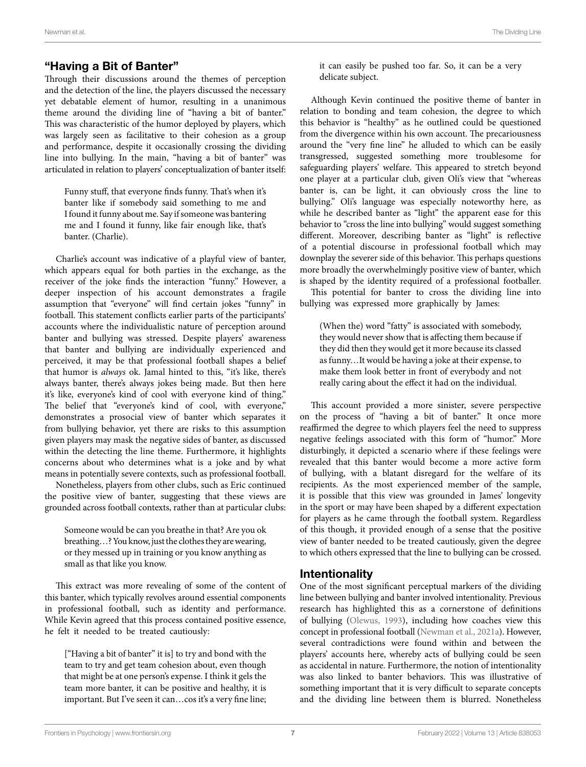## "Having a Bit of Banter"

Through their discussions around the themes of perception and the detection of the line, the players discussed the necessary yet debatable element of humor, resulting in a unanimous theme around the dividing line of "having a bit of banter." This was characteristic of the humor deployed by players, which was largely seen as facilitative to their cohesion as a group and performance, despite it occasionally crossing the dividing line into bullying. In the main, "having a bit of banter" was articulated in relation to players' conceptualization of banter itself:

> Funny stuff, that everyone finds funny. That's when it's banter like if somebody said something to me and I found it funny about me. Say if someone was bantering me and I found it funny, like fair enough like, that's banter. (Charlie).

Charlie's account was indicative of a playful view of banter, which appears equal for both parties in the exchange, as the receiver of the joke finds the interaction "funny." However, a deeper inspection of his account demonstrates a fragile assumption that "everyone" will find certain jokes "funny" in football. This statement conflicts earlier parts of the participants' accounts where the individualistic nature of perception around banter and bullying was stressed. Despite players' awareness that banter and bullying are individually experienced and perceived, it may be that professional football shapes a belief that humor is *always* ok. Jamal hinted to this, "it's like, there's always banter, there's always jokes being made. But then here it's like, everyone's kind of cool with everyone kind of thing." The belief that "everyone's kind of cool, with everyone," demonstrates a prosocial view of banter which separates it from bullying behavior, yet there are risks to this assumption given players may mask the negative sides of banter, as discussed within the detecting the line theme. Furthermore, it highlights concerns about who determines what is a joke and by what means in potentially severe contexts, such as professional football.

Nonetheless, players from other clubs, such as Eric continued the positive view of banter, suggesting that these views are grounded across football contexts, rather than at particular clubs:

> Someone would be can you breathe in that? Are you ok breathing…? You know, just the clothes they are wearing, or they messed up in training or you know anything as small as that like you know.

This extract was more revealing of some of the content of this banter, which typically revolves around essential components in professional football, such as identity and performance. While Kevin agreed that this process contained positive essence, he felt it needed to be treated cautiously:

> ["Having a bit of banter" it is] to try and bond with the team to try and get team cohesion about, even though that might be at one person's expense. I think it gels the team more banter, it can be positive and healthy, it is important. But I've seen it can…cos it's a very fine line; it can easily be pushed too far. So, it can be a very delicate subject.

Although Kevin continued the positive theme of banter in relation to bonding and team cohesion, the degree to which this behavior is "healthy" as he outlined could be questioned from the divergence within his own account. The precariousness around the "very fine line" he alluded to which can be easily transgressed, suggested something more troublesome for safeguarding players' welfare. This appeared to stretch beyond one player at a particular club, given Oli's view that "whereas banter is, can be light, it can obviously cross the line to bullying." Oli's language was especially noteworthy here, as while he described banter as "light" the apparent ease for this behavior to "cross the line into bullying" would suggest something different. Moreover, describing banter as "light" is reflective of a potential discourse in professional football which may downplay the severer side of this behavior. This perhaps questions more broadly the overwhelmingly positive view of banter, which is shaped by the identity required of a professional footballer.

This potential for banter to cross the dividing line into bullying was expressed more graphically by James:

> (When the) word "fatty" is associated with somebody, they would never show that is affecting them because if they did then they would get it more because its classed as funny…It would be having a joke at their expense, to make them look better in front of everybody and not really caring about the effect it had on the individual.

This account provided a more sinister, severe perspective on the process of "having a bit of banter." It once more reaffirmed the degree to which players feel the need to suppress negative feelings associated with this form of "humor." More disturbingly, it depicted a scenario where if these feelings were revealed that this banter would become a more active form of bullying, with a blatant disregard for the welfare of its recipients. As the most experienced member of the sample, it is possible that this view was grounded in James' longevity in the sport or may have been shaped by a different expectation for players as he came through the football system. Regardless of this though, it provided enough of a sense that the positive view of banter needed to be treated cautiously, given the degree to which others expressed that the line to bullying can be crossed.

## Intentionality

One of the most significant perceptual markers of the dividing line between bullying and banter involved intentionality. Previous research has highlighted this as a cornerstone of definitions of bullying (Olewus, 1993), including how coaches view this concept in professional football (Newman et al., 2021a). However, several contradictions were found within and between the players' accounts here, whereby acts of bullying could be seen as accidental in nature. Furthermore, the notion of intentionality was also linked to banter behaviors. This was illustrative of something important that it is very difficult to separate concepts and the dividing line between them is blurred. Nonetheless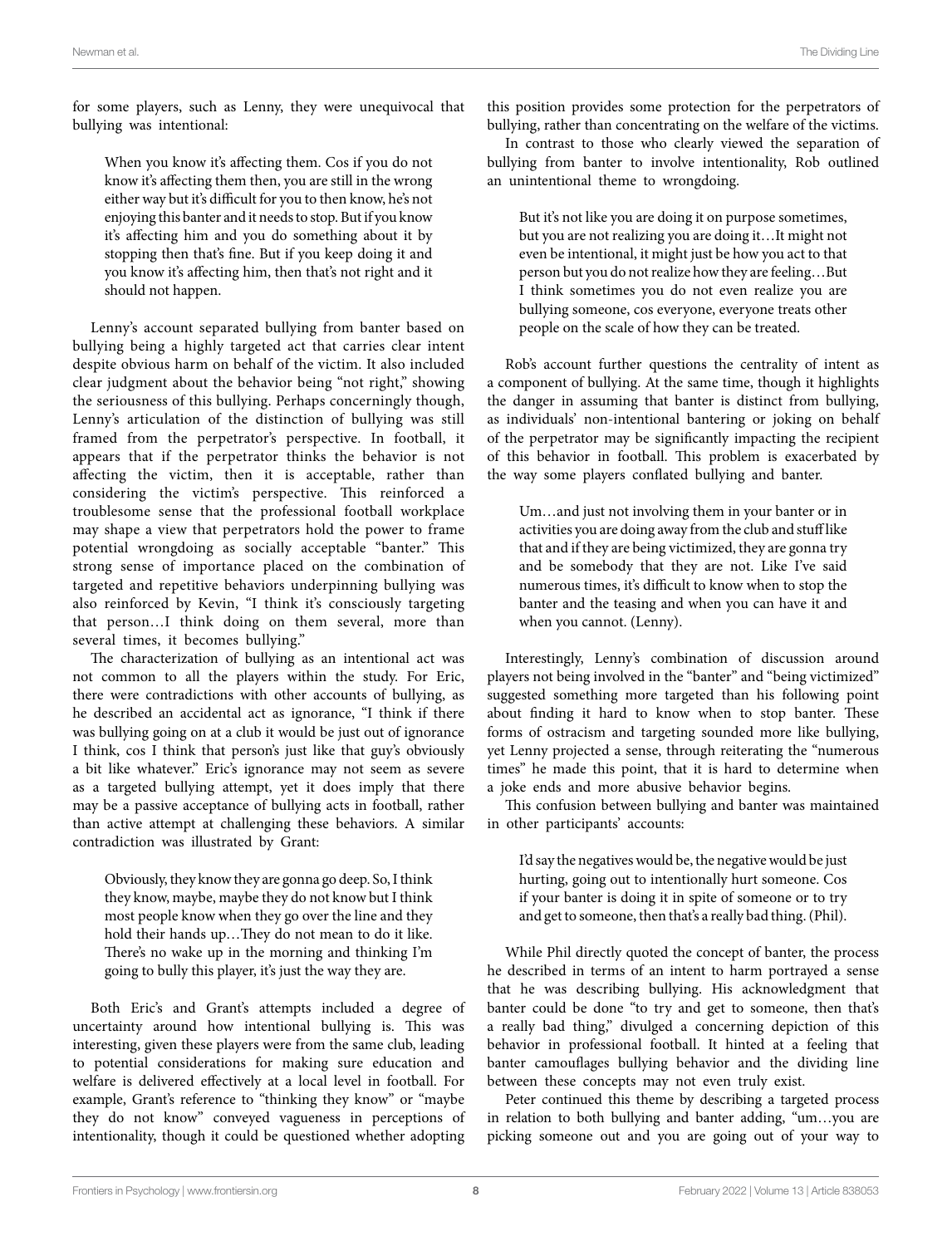for some players, such as Lenny, they were unequivocal that bullying was intentional:

> When you know it's affecting them. Cos if you do not know it's affecting them then, you are still in the wrong either way but it's difficult for you to then know, he's not enjoying this banter and it needs to stop. But if you know it's affecting him and you do something about it by stopping then that's fine. But if you keep doing it and you know it's affecting him, then that's not right and it should not happen.

Lenny's account separated bullying from banter based on bullying being a highly targeted act that carries clear intent despite obvious harm on behalf of the victim. It also included clear judgment about the behavior being "not right," showing the seriousness of this bullying. Perhaps concerningly though, Lenny's articulation of the distinction of bullying was still framed from the perpetrator's perspective. In football, it appears that if the perpetrator thinks the behavior is not affecting the victim, then it is acceptable, rather than considering the victim's perspective. This reinforced a troublesome sense that the professional football workplace may shape a view that perpetrators hold the power to frame potential wrongdoing as socially acceptable "banter." This strong sense of importance placed on the combination of targeted and repetitive behaviors underpinning bullying was also reinforced by Kevin, "I think it's consciously targeting that person…I think doing on them several, more than several times, it becomes bullying."

The characterization of bullying as an intentional act was not common to all the players within the study. For Eric, there were contradictions with other accounts of bullying, as he described an accidental act as ignorance, "I think if there was bullying going on at a club it would be just out of ignorance I think, cos I think that person's just like that guy's obviously a bit like whatever." Eric's ignorance may not seem as severe as a targeted bullying attempt, yet it does imply that there may be a passive acceptance of bullying acts in football, rather than active attempt at challenging these behaviors. A similar contradiction was illustrated by Grant:

> Obviously, they know they are gonna go deep. So, I think they know, maybe, maybe they do not know but I think most people know when they go over the line and they hold their hands up…They do not mean to do it like. There's no wake up in the morning and thinking I'm going to bully this player, it's just the way they are.

Both Eric's and Grant's attempts included a degree of uncertainty around how intentional bullying is. This was interesting, given these players were from the same club, leading to potential considerations for making sure education and welfare is delivered effectively at a local level in football. For example, Grant's reference to "thinking they know" or "maybe they do not know" conveyed vagueness in perceptions of intentionality, though it could be questioned whether adopting this position provides some protection for the perpetrators of bullying, rather than concentrating on the welfare of the victims.

In contrast to those who clearly viewed the separation of bullying from banter to involve intentionality, Rob outlined an unintentional theme to wrongdoing.

> But it's not like you are doing it on purpose sometimes, but you are not realizing you are doing it…It might not even be intentional, it might just be how you act to that person but you do not realize how they are feeling…But I think sometimes you do not even realize you are bullying someone, cos everyone, everyone treats other people on the scale of how they can be treated.

Rob's account further questions the centrality of intent as a component of bullying. At the same time, though it highlights the danger in assuming that banter is distinct from bullying, as individuals' non-intentional bantering or joking on behalf of the perpetrator may be significantly impacting the recipient of this behavior in football. This problem is exacerbated by the way some players conflated bullying and banter.

> Um…and just not involving them in your banter or in activities you are doing away from the club and stuff like that and if they are being victimized, they are gonna try and be somebody that they are not. Like I've said numerous times, it's difficult to know when to stop the banter and the teasing and when you can have it and when you cannot. (Lenny).

Interestingly, Lenny's combination of discussion around players not being involved in the "banter" and "being victimized" suggested something more targeted than his following point about finding it hard to know when to stop banter. These forms of ostracism and targeting sounded more like bullying, yet Lenny projected a sense, through reiterating the "numerous times" he made this point, that it is hard to determine when a joke ends and more abusive behavior begins.

This confusion between bullying and banter was maintained in other participants' accounts:

> I'd say the negatives would be, the negative would be just hurting, going out to intentionally hurt someone. Cos if your banter is doing it in spite of someone or to try and get to someone, then that's a really bad thing. (Phil).

While Phil directly quoted the concept of banter, the process he described in terms of an intent to harm portrayed a sense that he was describing bullying. His acknowledgment that banter could be done "to try and get to someone, then that's a really bad thing," divulged a concerning depiction of this behavior in professional football. It hinted at a feeling that banter camouflages bullying behavior and the dividing line between these concepts may not even truly exist.

Peter continued this theme by describing a targeted process in relation to both bullying and banter adding, "um…you are picking someone out and you are going out of your way to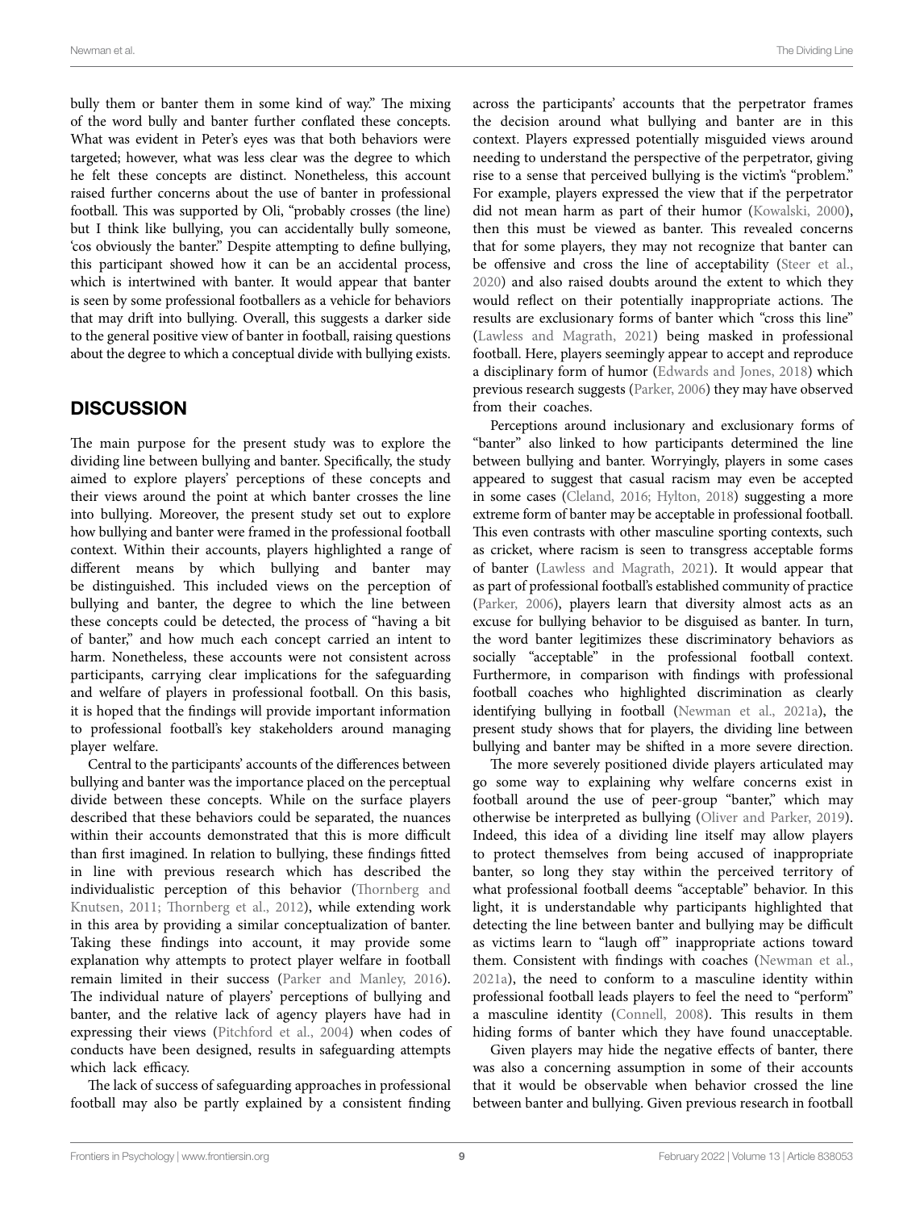bully them or banter them in some kind of way." The mixing of the word bully and banter further conflated these concepts. What was evident in Peter's eyes was that both behaviors were targeted; however, what was less clear was the degree to which he felt these concepts are distinct. Nonetheless, this account raised further concerns about the use of banter in professional football. This was supported by Oli, "probably crosses (the line) but I think like bullying, you can accidentally bully someone, 'cos obviously the banter." Despite attempting to define bullying, this participant showed how it can be an accidental process, which is intertwined with banter. It would appear that banter is seen by some professional footballers as a vehicle for behaviors that may drift into bullying. Overall, this suggests a darker side to the general positive view of banter in football, raising questions about the degree to which a conceptual divide with bullying exists.

## DISCUSSION

The main purpose for the present study was to explore the dividing line between bullying and banter. Specifically, the study aimed to explore players' perceptions of these concepts and their views around the point at which banter crosses the line into bullying. Moreover, the present study set out to explore how bullying and banter were framed in the professional football context. Within their accounts, players highlighted a range of different means by which bullying and banter may be distinguished. This included views on the perception of bullying and banter, the degree to which the line between these concepts could be detected, the process of "having a bit of banter," and how much each concept carried an intent to harm. Nonetheless, these accounts were not consistent across participants, carrying clear implications for the safeguarding and welfare of players in professional football. On this basis, it is hoped that the findings will provide important information to professional football's key stakeholders around managing player welfare.

Central to the participants' accounts of the differences between bullying and banter was the importance placed on the perceptual divide between these concepts. While on the surface players described that these behaviors could be separated, the nuances within their accounts demonstrated that this is more difficult than first imagined. In relation to bullying, these findings fitted in line with previous research which has described the individualistic perception of this behavior (Thornberg and Knutsen, 2011; Thornberg et al., 2012), while extending work in this area by providing a similar conceptualization of banter. Taking these findings into account, it may provide some explanation why attempts to protect player welfare in football remain limited in their success (Parker and Manley, 2016). The individual nature of players' perceptions of bullying and banter, and the relative lack of agency players have had in expressing their views (Pitchford et al., 2004) when codes of conducts have been designed, results in safeguarding attempts which lack efficacy.

The lack of success of safeguarding approaches in professional football may also be partly explained by a consistent finding across the participants' accounts that the perpetrator frames the decision around what bullying and banter are in this context. Players expressed potentially misguided views around needing to understand the perspective of the perpetrator, giving rise to a sense that perceived bullying is the victim's "problem." For example, players expressed the view that if the perpetrator did not mean harm as part of their humor (Kowalski, 2000), then this must be viewed as banter. This revealed concerns that for some players, they may not recognize that banter can be offensive and cross the line of acceptability (Steer et al., 2020) and also raised doubts around the extent to which they would reflect on their potentially inappropriate actions. The results are exclusionary forms of banter which "cross this line" (Lawless and Magrath, 2021) being masked in professional football. Here, players seemingly appear to accept and reproduce a disciplinary form of humor (Edwards and Jones, 2018) which previous research suggests (Parker, 2006) they may have observed from their coaches.

Perceptions around inclusionary and exclusionary forms of "banter" also linked to how participants determined the line between bullying and banter. Worryingly, players in some cases appeared to suggest that casual racism may even be accepted in some cases (Cleland, 2016; Hylton, 2018) suggesting a more extreme form of banter may be acceptable in professional football. This even contrasts with other masculine sporting contexts, such as cricket, where racism is seen to transgress acceptable forms of banter (Lawless and Magrath, 2021). It would appear that as part of professional football's established community of practice (Parker, 2006), players learn that diversity almost acts as an excuse for bullying behavior to be disguised as banter. In turn, the word banter legitimizes these discriminatory behaviors as socially "acceptable" in the professional football context. Furthermore, in comparison with findings with professional football coaches who highlighted discrimination as clearly identifying bullying in football (Newman et al., 2021a), the present study shows that for players, the dividing line between bullying and banter may be shifted in a more severe direction.

The more severely positioned divide players articulated may go some way to explaining why welfare concerns exist in football around the use of peer-group "banter," which may otherwise be interpreted as bullying (Oliver and Parker, 2019). Indeed, this idea of a dividing line itself may allow players to protect themselves from being accused of inappropriate banter, so long they stay within the perceived territory of what professional football deems "acceptable" behavior. In this light, it is understandable why participants highlighted that detecting the line between banter and bullying may be difficult as victims learn to "laugh off" inappropriate actions toward them. Consistent with findings with coaches (Newman et al., 2021a), the need to conform to a masculine identity within professional football leads players to feel the need to "perform" a masculine identity (Connell, 2008). This results in them hiding forms of banter which they have found unacceptable.

Given players may hide the negative effects of banter, there was also a concerning assumption in some of their accounts that it would be observable when behavior crossed the line between banter and bullying. Given previous research in football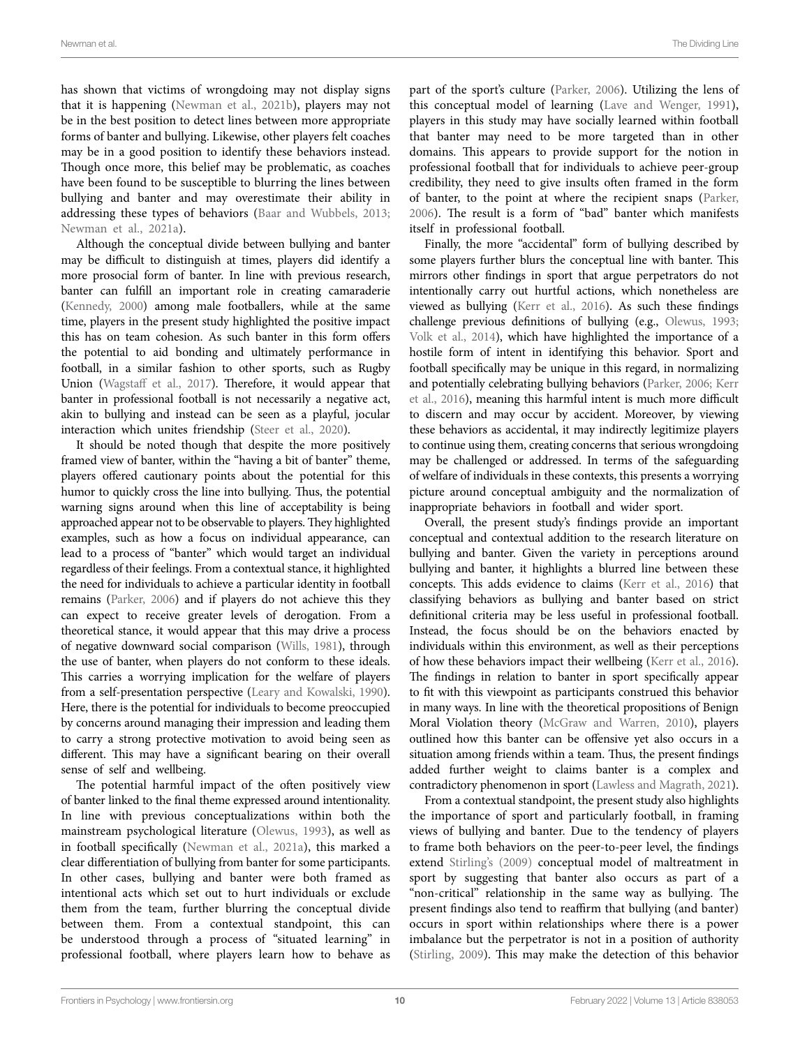has shown that victims of wrongdoing may not display signs that it is happening (Newman et al., 2021b), players may not be in the best position to detect lines between more appropriate forms of banter and bullying. Likewise, other players felt coaches may be in a good position to identify these behaviors instead. Though once more, this belief may be problematic, as coaches have been found to be susceptible to blurring the lines between bullying and banter and may overestimate their ability in addressing these types of behaviors (Baar and Wubbels, 2013; Newman et al., 2021a).

Although the conceptual divide between bullying and banter may be difficult to distinguish at times, players did identify a more prosocial form of banter. In line with previous research, banter can fulfill an important role in creating camaraderie (Kennedy, 2000) among male footballers, while at the same time, players in the present study highlighted the positive impact this has on team cohesion. As such banter in this form offers the potential to aid bonding and ultimately performance in football, in a similar fashion to other sports, such as Rugby Union (Wagstaff et al., 2017). Therefore, it would appear that banter in professional football is not necessarily a negative act, akin to bullying and instead can be seen as a playful, jocular interaction which unites friendship (Steer et al., 2020).

It should be noted though that despite the more positively framed view of banter, within the "having a bit of banter" theme, players offered cautionary points about the potential for this humor to quickly cross the line into bullying. Thus, the potential warning signs around when this line of acceptability is being approached appear not to be observable to players. They highlighted examples, such as how a focus on individual appearance, can lead to a process of "banter" which would target an individual regardless of their feelings. From a contextual stance, it highlighted the need for individuals to achieve a particular identity in football remains (Parker, 2006) and if players do not achieve this they can expect to receive greater levels of derogation. From a theoretical stance, it would appear that this may drive a process of negative downward social comparison (Wills, 1981), through the use of banter, when players do not conform to these ideals. This carries a worrying implication for the welfare of players from a self-presentation perspective (Leary and Kowalski, 1990). Here, there is the potential for individuals to become preoccupied by concerns around managing their impression and leading them to carry a strong protective motivation to avoid being seen as different. This may have a significant bearing on their overall sense of self and wellbeing.

The potential harmful impact of the often positively view of banter linked to the final theme expressed around intentionality. In line with previous conceptualizations within both the mainstream psychological literature (Olewus, 1993), as well as in football specifically (Newman et al., 2021a), this marked a clear differentiation of bullying from banter for some participants. In other cases, bullying and banter were both framed as intentional acts which set out to hurt individuals or exclude them from the team, further blurring the conceptual divide between them. From a contextual standpoint, this can be understood through a process of "situated learning" in professional football, where players learn how to behave as part of the sport's culture (Parker, 2006). Utilizing the lens of this conceptual model of learning (Lave and Wenger, 1991), players in this study may have socially learned within football that banter may need to be more targeted than in other domains. This appears to provide support for the notion in professional football that for individuals to achieve peer-group credibility, they need to give insults often framed in the form of banter, to the point at where the recipient snaps (Parker, 2006). The result is a form of "bad" banter which manifests itself in professional football.

Finally, the more "accidental" form of bullying described by some players further blurs the conceptual line with banter. This mirrors other findings in sport that argue perpetrators do not intentionally carry out hurtful actions, which nonetheless are viewed as bullying (Kerr et al., 2016). As such these findings challenge previous definitions of bullying (e.g., Olewus, 1993; Volk et al., 2014), which have highlighted the importance of a hostile form of intent in identifying this behavior. Sport and football specifically may be unique in this regard, in normalizing and potentially celebrating bullying behaviors (Parker, 2006; Kerr et al., 2016), meaning this harmful intent is much more difficult to discern and may occur by accident. Moreover, by viewing these behaviors as accidental, it may indirectly legitimize players to continue using them, creating concerns that serious wrongdoing may be challenged or addressed. In terms of the safeguarding of welfare of individuals in these contexts, this presents a worrying picture around conceptual ambiguity and the normalization of inappropriate behaviors in football and wider sport.

Overall, the present study's findings provide an important conceptual and contextual addition to the research literature on bullying and banter. Given the variety in perceptions around bullying and banter, it highlights a blurred line between these concepts. This adds evidence to claims (Kerr et al., 2016) that classifying behaviors as bullying and banter based on strict definitional criteria may be less useful in professional football. Instead, the focus should be on the behaviors enacted by individuals within this environment, as well as their perceptions of how these behaviors impact their wellbeing (Kerr et al., 2016). The findings in relation to banter in sport specifically appear to fit with this viewpoint as participants construed this behavior in many ways. In line with the theoretical propositions of Benign Moral Violation theory (McGraw and Warren, 2010), players outlined how this banter can be offensive yet also occurs in a situation among friends within a team. Thus, the present findings added further weight to claims banter is a complex and contradictory phenomenon in sport (Lawless and Magrath, 2021).

From a contextual standpoint, the present study also highlights the importance of sport and particularly football, in framing views of bullying and banter. Due to the tendency of players to frame both behaviors on the peer-to-peer level, the findings extend Stirling's (2009) conceptual model of maltreatment in sport by suggesting that banter also occurs as part of a "non-critical" relationship in the same way as bullying. The present findings also tend to reaffirm that bullying (and banter) occurs in sport within relationships where there is a power imbalance but the perpetrator is not in a position of authority (Stirling, 2009). This may make the detection of this behavior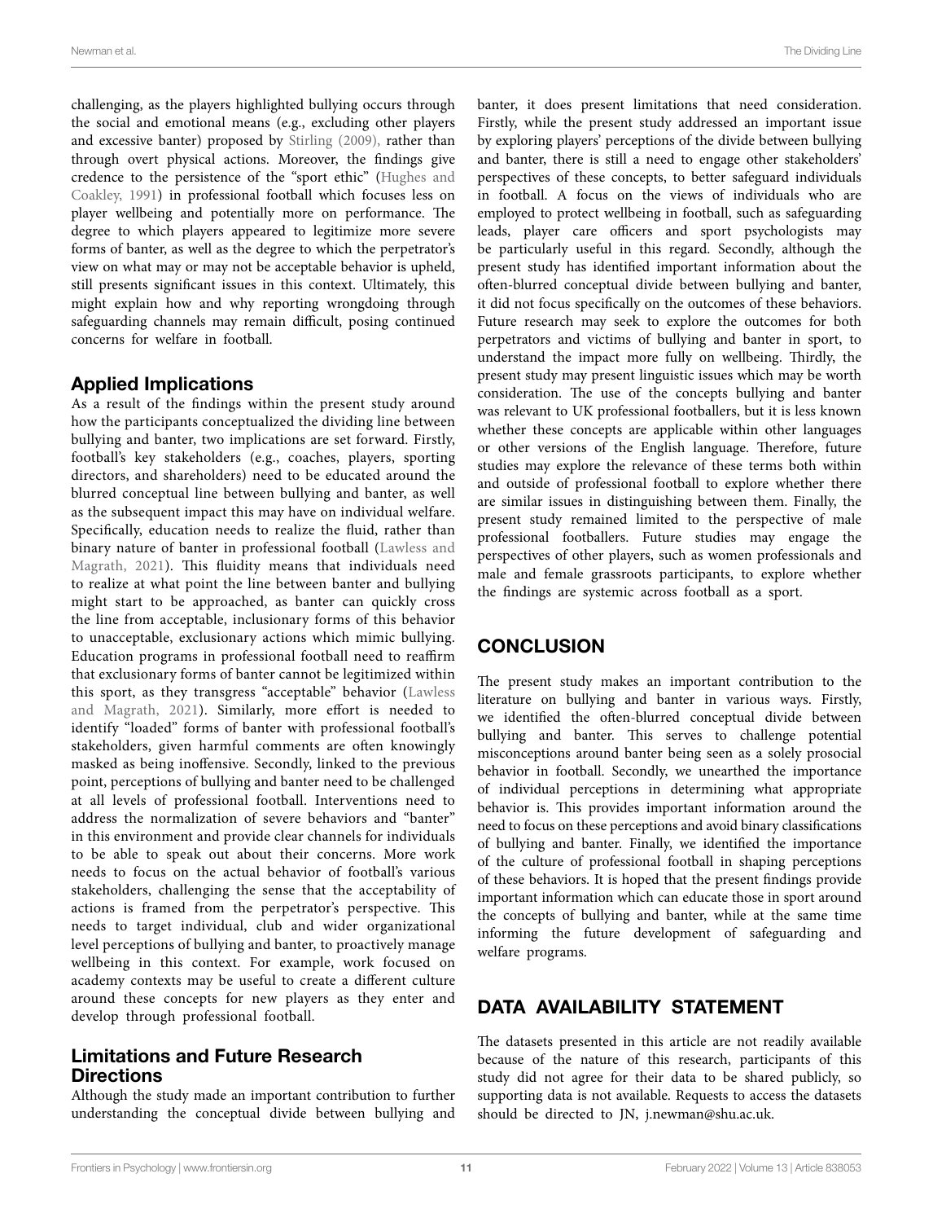challenging, as the players highlighted bullying occurs through the social and emotional means (e.g., excluding other players and excessive banter) proposed by Stirling (2009), rather than through overt physical actions. Moreover, the findings give credence to the persistence of the "sport ethic" (Hughes and Coakley, 1991) in professional football which focuses less on player wellbeing and potentially more on performance. The degree to which players appeared to legitimize more severe forms of banter, as well as the degree to which the perpetrator's view on what may or may not be acceptable behavior is upheld, still presents significant issues in this context. Ultimately, this might explain how and why reporting wrongdoing through safeguarding channels may remain difficult, posing continued concerns for welfare in football.

## Applied Implications

As a result of the findings within the present study around how the participants conceptualized the dividing line between bullying and banter, two implications are set forward. Firstly, football's key stakeholders (e.g., coaches, players, sporting directors, and shareholders) need to be educated around the blurred conceptual line between bullying and banter, as well as the subsequent impact this may have on individual welfare. Specifically, education needs to realize the fluid, rather than binary nature of banter in professional football (Lawless and Magrath, 2021). This fluidity means that individuals need to realize at what point the line between banter and bullying might start to be approached, as banter can quickly cross the line from acceptable, inclusionary forms of this behavior to unacceptable, exclusionary actions which mimic bullying. Education programs in professional football need to reaffirm that exclusionary forms of banter cannot be legitimized within this sport, as they transgress "acceptable" behavior (Lawless and Magrath, 2021). Similarly, more effort is needed to identify "loaded" forms of banter with professional football's stakeholders, given harmful comments are often knowingly masked as being inoffensive. Secondly, linked to the previous point, perceptions of bullying and banter need to be challenged at all levels of professional football. Interventions need to address the normalization of severe behaviors and "banter" in this environment and provide clear channels for individuals to be able to speak out about their concerns. More work needs to focus on the actual behavior of football's various stakeholders, challenging the sense that the acceptability of actions is framed from the perpetrator's perspective. This needs to target individual, club and wider organizational level perceptions of bullying and banter, to proactively manage wellbeing in this context. For example, work focused on academy contexts may be useful to create a different culture around these concepts for new players as they enter and develop through professional football.

## Limitations and Future Research Directions

Although the study made an important contribution to further understanding the conceptual divide between bullying and banter, it does present limitations that need consideration. Firstly, while the present study addressed an important issue by exploring players' perceptions of the divide between bullying and banter, there is still a need to engage other stakeholders' perspectives of these concepts, to better safeguard individuals in football. A focus on the views of individuals who are employed to protect wellbeing in football, such as safeguarding leads, player care officers and sport psychologists may be particularly useful in this regard. Secondly, although the present study has identified important information about the often-blurred conceptual divide between bullying and banter, it did not focus specifically on the outcomes of these behaviors. Future research may seek to explore the outcomes for both perpetrators and victims of bullying and banter in sport, to understand the impact more fully on wellbeing. Thirdly, the present study may present linguistic issues which may be worth consideration. The use of the concepts bullying and banter was relevant to UK professional footballers, but it is less known whether these concepts are applicable within other languages or other versions of the English language. Therefore, future studies may explore the relevance of these terms both within and outside of professional football to explore whether there are similar issues in distinguishing between them. Finally, the present study remained limited to the perspective of male professional footballers. Future studies may engage the perspectives of other players, such as women professionals and male and female grassroots participants, to explore whether the findings are systemic across football as a sport.

# CONCLUSION

The present study makes an important contribution to the literature on bullying and banter in various ways. Firstly, we identified the often-blurred conceptual divide between bullying and banter. This serves to challenge potential misconceptions around banter being seen as a solely prosocial behavior in football. Secondly, we unearthed the importance of individual perceptions in determining what appropriate behavior is. This provides important information around the need to focus on these perceptions and avoid binary classifications of bullying and banter. Finally, we identified the importance of the culture of professional football in shaping perceptions of these behaviors. It is hoped that the present findings provide important information which can educate those in sport around the concepts of bullying and banter, while at the same time informing the future development of safeguarding and welfare programs.

# DATA AVAILABILITY STATEMENT

The datasets presented in this article are not readily available because of the nature of this research, participants of this study did not agree for their data to be shared publicly, so supporting data is not available. Requests to access the datasets should be directed to JN, j.newman@shu.ac.uk.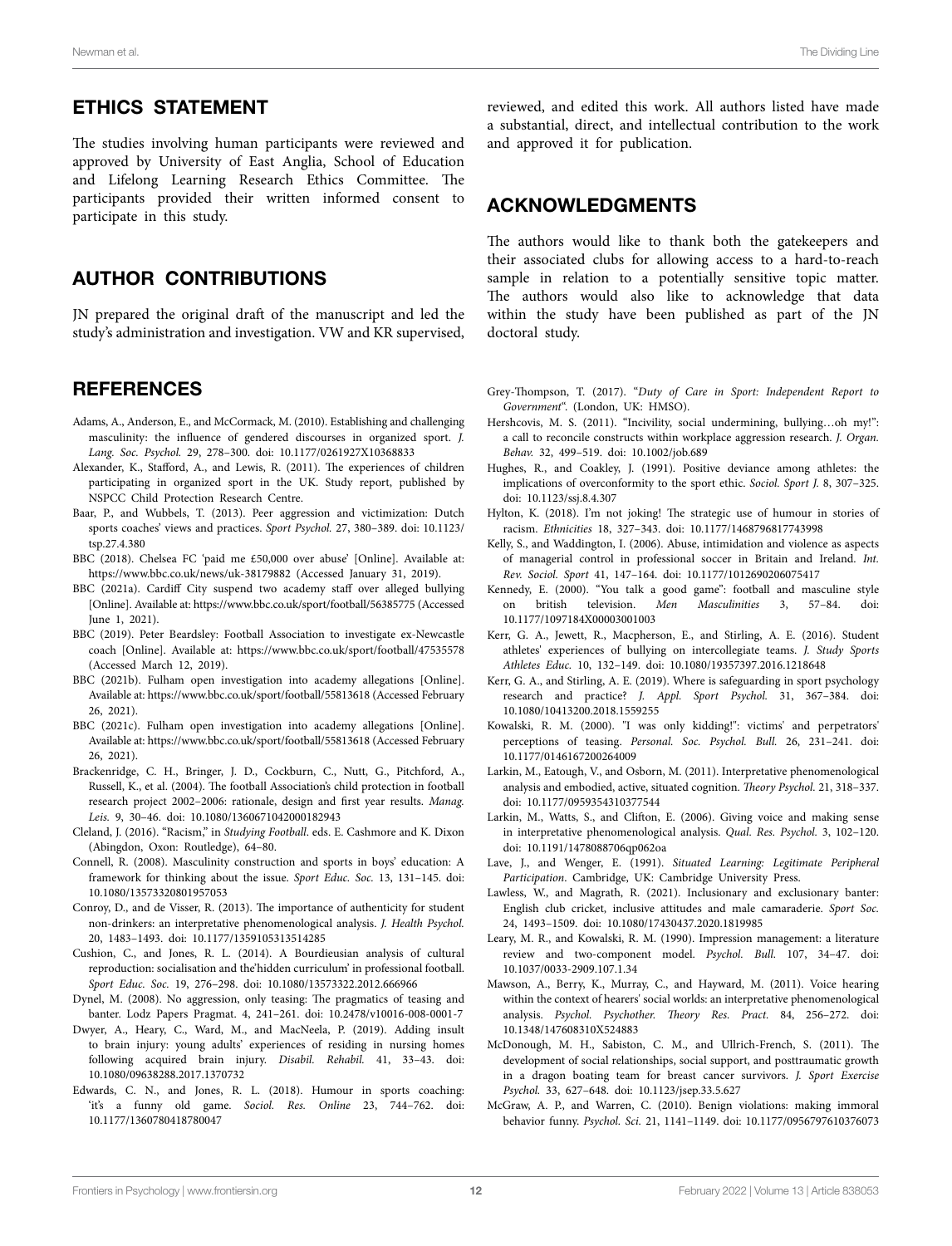## ETHICS STATEMENT

The studies involving human participants were reviewed and approved by University of East Anglia, School of Education and Lifelong Learning Research Ethics Committee. The participants provided their written informed consent to participate in this study.

## AUTHOR CONTRIBUTIONS

JN prepared the original draft of the manuscript and led the study's administration and investigation. VW and KR supervised, reviewed, and edited this work. All authors listed have made a substantial, direct, and intellectual contribution to the work and approved it for publication.

## ACKNOWLEDGMENTS

The authors would like to thank both the gatekeepers and their associated clubs for allowing access to a hard-to-reach sample in relation to a potentially sensitive topic matter. The authors would also like to acknowledge that data within the study have been published as part of the JN doctoral study.

## REFERENCES

Adams, A., Anderson, E., and McCormack, M. (2010). Establishing and challenging masculinity: the influence of gendered discourses in organized sport. *J. Lang. Soc. Psychol.* 29, 278–300. doi: 10.1177/0261927X10368833

Alexander, K., Stafford, A., and Lewis, R. (2011). The experiences of children participating in organized sport in the UK. Study report, published by NSPCC Child Protection Research Centre.

Baar, P., and Wubbels, T. (2013). Peer aggression and victimization: Dutch sports coaches' views and practices. *Sport Psychol.* 27, 380–389. doi: 10.1123/tsp.27.4.380

BBC (2018). Chelsea FC 'paid me £50,000 over abuse' [Online]. Available at: https://www.bbc.co.uk/news/uk-38179882 (Accessed January 31, 2019).

BBC (2021a). Cardiff City suspend two academy staff over alleged bullying [Online]. Available at: https://www.bbc.co.uk/sport/football/56385775 (Accessed June 1, 2021).

BBC (2019). Peter Beardsley: Football Association to investigate ex-Newcastle coach [Online]. Available at: https://www.bbc.co.uk/sport/football/47535578 (Accessed March 12, 2019).

BBC (2021b). Fulham open investigation into academy allegations [Online]. Available at: https://www.bbc.co.uk/sport/football/55813618 (Accessed February 26, 2021).

BBC (2021c). Fulham open investigation into academy allegations [Online]. Available at: https://www.bbc.co.uk/sport/football/55813618 (Accessed February 26, 2021).

Brackenridge, C. H., Bringer, J. D., Cockburn, C., Nutt, G., Pitchford, A., Russell, K., et al. (2004). The football Association's child protection in football research project 2002–2006: rationale, design and first year results. *Manag. Leis.* 9, 30–46. doi: 10.1080/1360671042000182943

Cleland, J. (2016). "Racism," in *Studying Football*. eds. E. Cashmore and K. Dixon (Abingdon, Oxon: Routledge), 64–80.

Connell, R. (2008). Masculinity construction and sports in boys' education: A framework for thinking about the issue. *Sport Educ. Soc.* 13, 131–145. doi: 10.1080/13573320801957053

Conroy, D., and de Visser, R. (2013). The importance of authenticity for student non-drinkers: an interpretative phenomenological analysis. *J. Health Psychol.* 20, 1483–1493. doi: 10.1177/1359105313514285

Cushion, C., and Jones, R. L. (2014). A Bourdieusian analysis of cultural reproduction: socialisation and the'hidden curriculum' in professional football. *Sport Educ. Soc.* 19, 276–298. doi: 10.1080/13573322.2012.666966

Dynel, M. (2008). No aggression, only teasing: The pragmatics of teasing and banter. Lodz Papers Pragmat. 4, 241–261. doi: 10.2478/v10016-008-0001-7

Dwyer, A., Heary, C., Ward, M., and MacNeela, P. (2019). Adding insult to brain injury: young adults' experiences of residing in nursing homes following acquired brain injury. *Disabil. Rehabil.* 41, 33–43. doi: 10.1080/09638288.2017.1370732

Edwards, C. N., and Jones, R. L. (2018). Humour in sports coaching: 'it's a funny old game. *Sociol. Res. Online* 23, 744–762. doi: 10.1177/1360780418780047

Grey-Thompson, T. (2017). "*Duty of Care in Sport: Independent Report to Government*". (London, UK: HMSO).

Hershcovis, M. S. (2011). "Incivility, social undermining, bullying…oh my!": a call to reconcile constructs within workplace aggression research. *J. Organ. Behav.* 32, 499–519. doi: 10.1002/job.689

Hughes, R., and Coakley, J. (1991). Positive deviance among athletes: the implications of overconformity to the sport ethic. *Sociol. Sport J.* 8, 307–325. doi: 10.1123/ssj.8.4.307

Hylton, K. (2018). I'm not joking! The strategic use of humour in stories of racism. *Ethnicities* 18, 327–343. doi: 10.1177/1468796817743998

Kelly, S., and Waddington, I. (2006). Abuse, intimidation and violence as aspects of managerial control in professional soccer in Britain and Ireland. *Int. Rev. Sociol. Sport* 41, 147–164. doi: 10.1177/1012690206075417

Kennedy, E. (2000). "You talk a good game": football and masculine style on british television. *Men Masculinities* 3, 57–84. doi: 10.1177/1097184X00003001003

Kerr, G. A., Jewett, R., Macpherson, E., and Stirling, A. E. (2016). Student athletes' experiences of bullying on intercollegiate teams. *J. Study Sports Athletes Educ.* 10, 132–149. doi: 10.1080/19357397.2016.1218648

Kerr, G. A., and Stirling, A. E. (2019). Where is safeguarding in sport psychology research and practice? *J. Appl. Sport Psychol.* 31, 367–384. doi: 10.1080/10413200.2018.1559255

Kowalski, R. M. (2000). "I was only kidding!": victims' and perpetrators' perceptions of teasing. *Personal. Soc. Psychol. Bull.* 26, 231–241. doi: 10.1177/0146167200264009

Larkin, M., Eatough, V., and Osborn, M. (2011). Interpretative phenomenological analysis and embodied, active, situated cognition. *Theory Psychol.* 21, 318–337. doi: 10.1177/0959354310377544

Larkin, M., Watts, S., and Clifton, E. (2006). Giving voice and making sense in interpretative phenomenological analysis. *Qual. Res. Psychol.* 3, 102–120. doi: 10.1191/1478088706qp062oa

Lave, J., and Wenger, E. (1991). *Situated Learning: Legitimate Peripheral Participation*. Cambridge, UK: Cambridge University Press.

Lawless, W., and Magrath, R. (2021). Inclusionary and exclusionary banter: English club cricket, inclusive attitudes and male camaraderie. *Sport Soc.* 24, 1493–1509. doi: 10.1080/17430437.2020.1819985

Leary, M. R., and Kowalski, R. M. (1990). Impression management: a literature review and two-component model. *Psychol. Bull.* 107, 34–47. doi: 10.1037/0033-2909.107.1.34

Mawson, A., Berry, K., Murray, C., and Hayward, M. (2011). Voice hearing within the context of hearers' social worlds: an interpretative phenomenological analysis. *Psychol. Psychother. Theory Res. Pract.* 84, 256–272. doi: 10.1348/147608310X524883

McDonough, M. H., Sabiston, C. M., and Ullrich-French, S. (2011). The development of social relationships, social support, and posttraumatic growth in a dragon boating team for breast cancer survivors. *J. Sport Exercise Psychol.* 33, 627–648. doi: 10.1123/jsep.33.5.627

McGraw, A. P., and Warren, C. (2010). Benign violations: making immoral behavior funny. *Psychol. Sci.* 21, 1141–1149. doi: 10.1177/0956797610376073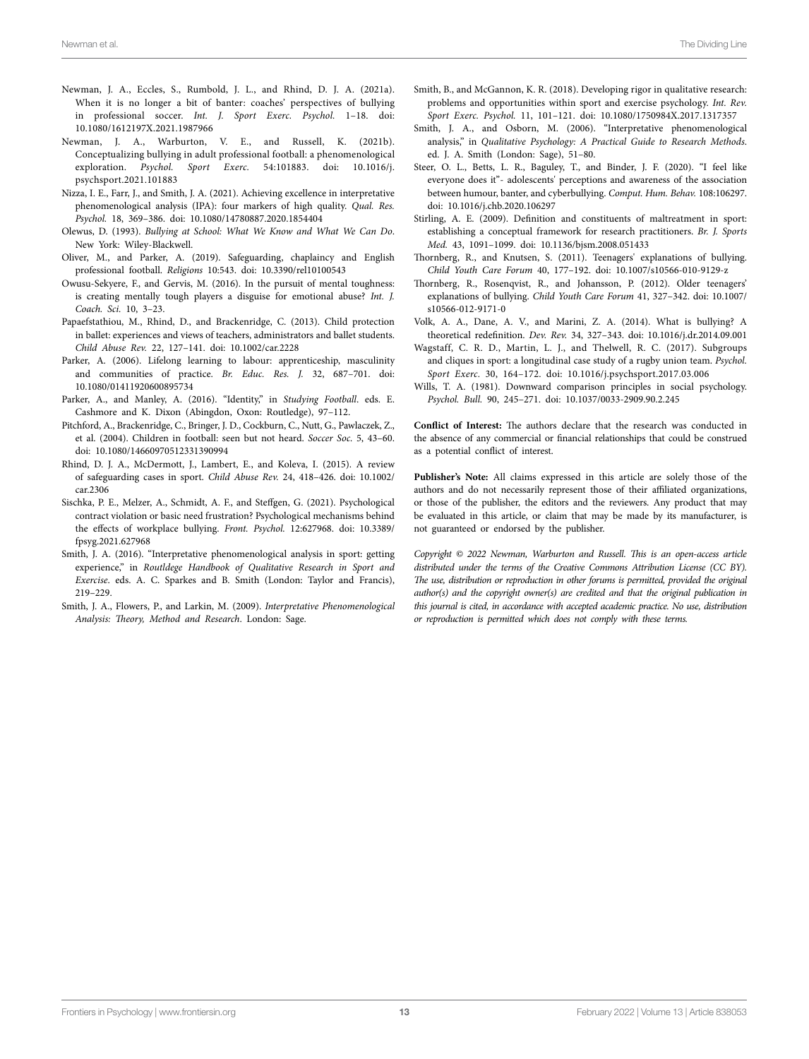Newman, J. A., Eccles, S., Rumbold, J. L., and Rhind, D. J. A. (2021a). When it is no longer a bit of banter: coaches' perspectives of bullying in professional soccer. *Int. J. Sport Exerc. Psychol.* 1–18. doi: 10.1080/1612197X.2021.1987966

Newman, J. A., Warburton, V. E., and Russell, K. (2021b). Conceptualizing bullying in adult professional football: a phenomenological exploration. *Psychol. Sport Exerc.* 54:101883. doi: 10.1016/j.psychsport.2021.101883

Nizza, I. E., Farr, J., and Smith, J. A. (2021). Achieving excellence in interpretative phenomenological analysis (IPA): four markers of high quality. *Qual. Res. Psychol.* 18, 369–386. doi: 10.1080/14780887.2020.1854404

Olewus, D. (1993). *Bullying at School: What We Know and What We Can Do*. New York: Wiley-Blackwell.

Oliver, M., and Parker, A. (2019). Safeguarding, chaplaincy and English professional football. *Religions* 10:543. doi: 10.3390/rel10100543

Owusu-Sekyere, F., and Gervis, M. (2016). In the pursuit of mental toughness: is creating mentally tough players a disguise for emotional abuse? *Int. J. Coach. Sci.* 10, 3–23.

Papaefstathiou, M., Rhind, D., and Brackenridge, C. (2013). Child protection in ballet: experiences and views of teachers, administrators and ballet students. *Child Abuse Rev.* 22, 127–141. doi: 10.1002/car.2228

Parker, A. (2006). Lifelong learning to labour: apprenticeship, masculinity and communities of practice. *Br. Educ. Res. J.* 32, 687–701. doi: 10.1080/01411920600895734

Parker, A., and Manley, A. (2016). "Identity," in *Studying Football*. eds. E. Cashmore and K. Dixon (Abingdon, Oxon: Routledge), 97–112.

Pitchford, A., Brackenridge, C., Bringer, J. D., Cockburn, C., Nutt, G., Pawlaczek, Z., et al. (2004). Children in football: seen but not heard. *Soccer Soc.* 5, 43–60. doi: 10.1080/14660970512331390994

Rhind, D. J. A., McDermott, J., Lambert, E., and Koleva, I. (2015). A review of safeguarding cases in sport. *Child Abuse Rev.* 24, 418–426. doi: 10.1002/car.2306

Sischka, P. E., Melzer, A., Schmidt, A. F., and Steffgen, G. (2021). Psychological contract violation or basic need frustration? Psychological mechanisms behind the effects of workplace bullying. *Front. Psychol.* 12:627968. doi: 10.3389/fpsyg.2021.627968

Smith, J. A. (2016). "Interpretative phenomenological analysis in sport: getting experience," in *Routldege Handbook of Qualitative Research in Sport and Exercise*. eds. A. C. Sparkes and B. Smith (London: Taylor and Francis), 219–229.

Smith, J. A., Flowers, P., and Larkin, M. (2009). *Interpretative Phenomenological Analysis: Theory, Method and Research*. London: Sage.

Smith, B., and McGannon, K. R. (2018). Developing rigor in qualitative research: problems and opportunities within sport and exercise psychology. *Int. Rev. Sport Exerc. Psychol.* 11, 101–121. doi: 10.1080/1750984X.2017.1317357

Smith, J. A., and Osborn, M. (2006). "Interpretative phenomenological analysis," in *Qualitative Psychology: A Practical Guide to Research Methods*. ed. J. A. Smith (London: Sage), 51–80.

Steer, O. L., Betts, L. R., Baguley, T., and Binder, J. F. (2020). "I feel like everyone does it"- adolescents' perceptions and awareness of the association between humour, banter, and cyberbullying. *Comput. Hum. Behav.* 108:106297. doi: 10.1016/j.chb.2020.106297

Stirling, A. E. (2009). Definition and constituents of maltreatment in sport: establishing a conceptual framework for research practitioners. *Br. J. Sports Med.* 43, 1091–1099. doi: 10.1136/bjsm.2008.051433

Thornberg, R., and Knutsen, S. (2011). Teenagers' explanations of bullying. *Child Youth Care Forum* 40, 177–192. doi: 10.1007/s10566-010-9129-z

Thornberg, R., Rosenqvist, R., and Johansson, P. (2012). Older teenagers' explanations of bullying. *Child Youth Care Forum* 41, 327–342. doi: 10.1007/s10566-012-9171-0

Volk, A. A., Dane, A. V., and Marini, Z. A. (2014). What is bullying? A theoretical redefinition. *Dev. Rev.* 34, 327–343. doi: 10.1016/j.dr.2014.09.001

Wagstaff, C. R. D., Martin, L. J., and Thelwell, R. C. (2017). Subgroups and cliques in sport: a longitudinal case study of a rugby union team. *Psychol. Sport Exerc.* 30, 164–172. doi: 10.1016/j.psychsport.2017.03.006

Wills, T. A. (1981). Downward comparison principles in social psychology. *Psychol. Bull.* 90, 245–271. doi: 10.1037/0033-2909.90.2.245

**Conflict of Interest:** The authors declare that the research was conducted in the absence of any commercial or financial relationships that could be construed as a potential conflict of interest.

**Publisher's Note:** All claims expressed in this article are solely those of the authors and do not necessarily represent those of their affiliated organizations, or those of the publisher, the editors and the reviewers. Any product that may be evaluated in this article, or claim that may be made by its manufacturer, is not guaranteed or endorsed by the publisher.

*Copyright © 2022 Newman, Warburton and Russell. This is an open-access article distributed under the terms of the Creative Commons Attribution License (CC BY). The use, distribution or reproduction in other forums is permitted, provided the original author(s) and the copyright owner(s) are credited and that the original publication in this journal is cited, in accordance with accepted academic practice. No use, distribution or reproduction is permitted which does not comply with these terms.*